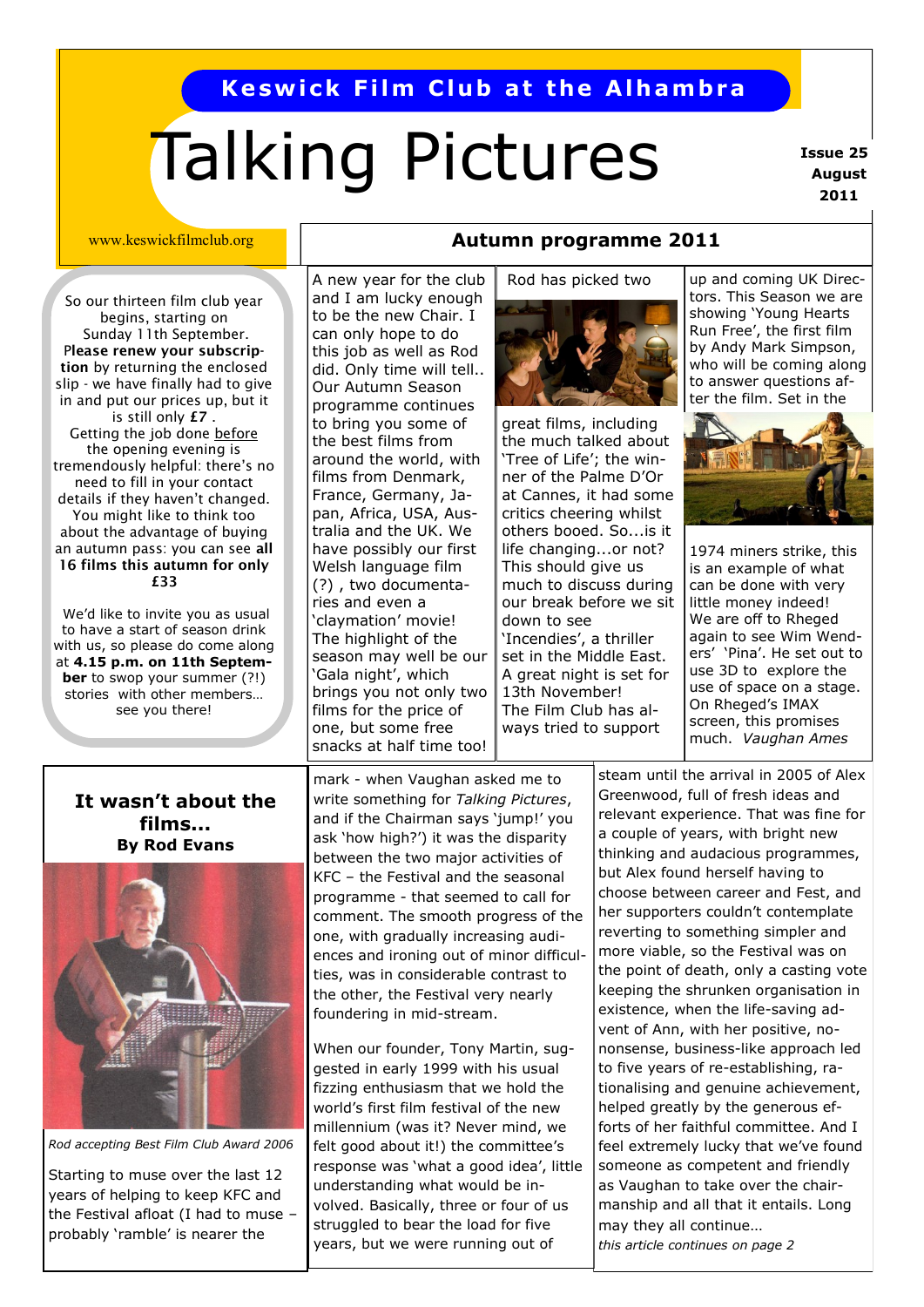**Keswick Film Club at the Alhambra**

# Talking Pictures

**Issue 25**
**August 2011**

www.keswickfilmclub.org

So our thirteen film club year begins, starting on Sunday 11th September. **Please renew your subscription** by returning the enclosed slip - we have finally had to give in and put our prices up, but it is still only **£7** . Getting the job done before the opening evening is tremendously helpful: there's no need to fill in your contact details if they haven't changed. You might like to think too about the advantage of buying an autumn pass: you can see **all 16 films this autumn for only £33**

We'd like to invite you as usual to have a start of season drink with us, so please do come along at **4.15 p.m. on 11th September** to swop your summer (?!) stories with other members… see you there!

## Autumn programme 2011

A new year for the club and I am lucky enough to be the new Chair. I can only hope to do this job as well as Rod did. Only time will tell.. Our Autumn Season programme continues to bring you some of the best films from around the world, with films from Denmark, France, Germany, Japan, Africa, USA, Australia and the UK. We have possibly our first Welsh language film (?) , two documentaries and even a 'claymation' movie! The highlight of the season may well be our 'Gala night', which brings you not only two films for the price of one, but some free snacks at half time too!

Rod has picked two great films, including the much talked about 'Tree of Life'; the winner of the Palme D'Or at Cannes, it had some critics cheering whilst others booed. So…is it life changing…or not? This should give us much to discuss during our break before we sit down to see 'Incendies', a thriller set in the Middle East. A great night is set for 13th November! The Film Club has always tried to support up and coming UK Directors. This Season we are showing 'Young Hearts Run Free', the first film by Andy Mark Simpson, who will be coming along to answer questions after the film. Set in the 1974 miners strike, this is an example of what can be done with very little money indeed! We are off to Rheged again to see Wim Wenders' 'Pina'. He set out to use 3D to explore the use of space on a stage. On Rheged's IMAX screen, this promises much. *Vaughan Ames*

## It wasn't about the films…
**By Rod Evans**

*Rod accepting Best Film Club Award 2006*

Starting to muse over the last 12 years of helping to keep KFC and the Festival afloat (I had to muse – probably 'ramble' is nearer the mark - when Vaughan asked me to write something for *Talking Pictures*, and if the Chairman says 'jump!' you ask 'how high?') it was the disparity between the two major activities of KFC – the Festival and the seasonal programme - that seemed to call for comment. The smooth progress of the one, with gradually increasing audiences and ironing out of minor difficulties, was in considerable contrast to the other, the Festival very nearly foundering in mid-stream.

When our founder, Tony Martin, suggested in early 1999 with his usual fizzing enthusiasm that we hold the world's first film festival of the new millennium (was it? Never mind, we felt good about it!) the committee's response was 'what a good idea', little understanding what would be involved. Basically, three or four of us struggled to bear the load for five years, but we were running out of steam until the arrival in 2005 of Alex Greenwood, full of fresh ideas and relevant experience. That was fine for a couple of years, with bright new thinking and audacious programmes, but Alex found herself having to choose between career and Fest, and her supporters couldn't contemplate reverting to something simpler and more viable, so the Festival was on the point of death, only a casting vote keeping the shrunken organisation in existence, when the life-saving advent of Ann, with her positive, no-nonsense, business-like approach led to five years of re-establishing, rationalising and genuine achievement, helped greatly by the generous efforts of her faithful committee. And I feel extremely lucky that we've found someone as competent and friendly as Vaughan to take over the chairmanship and all that it entails. Long may they all continue…

*this article continues on page 2*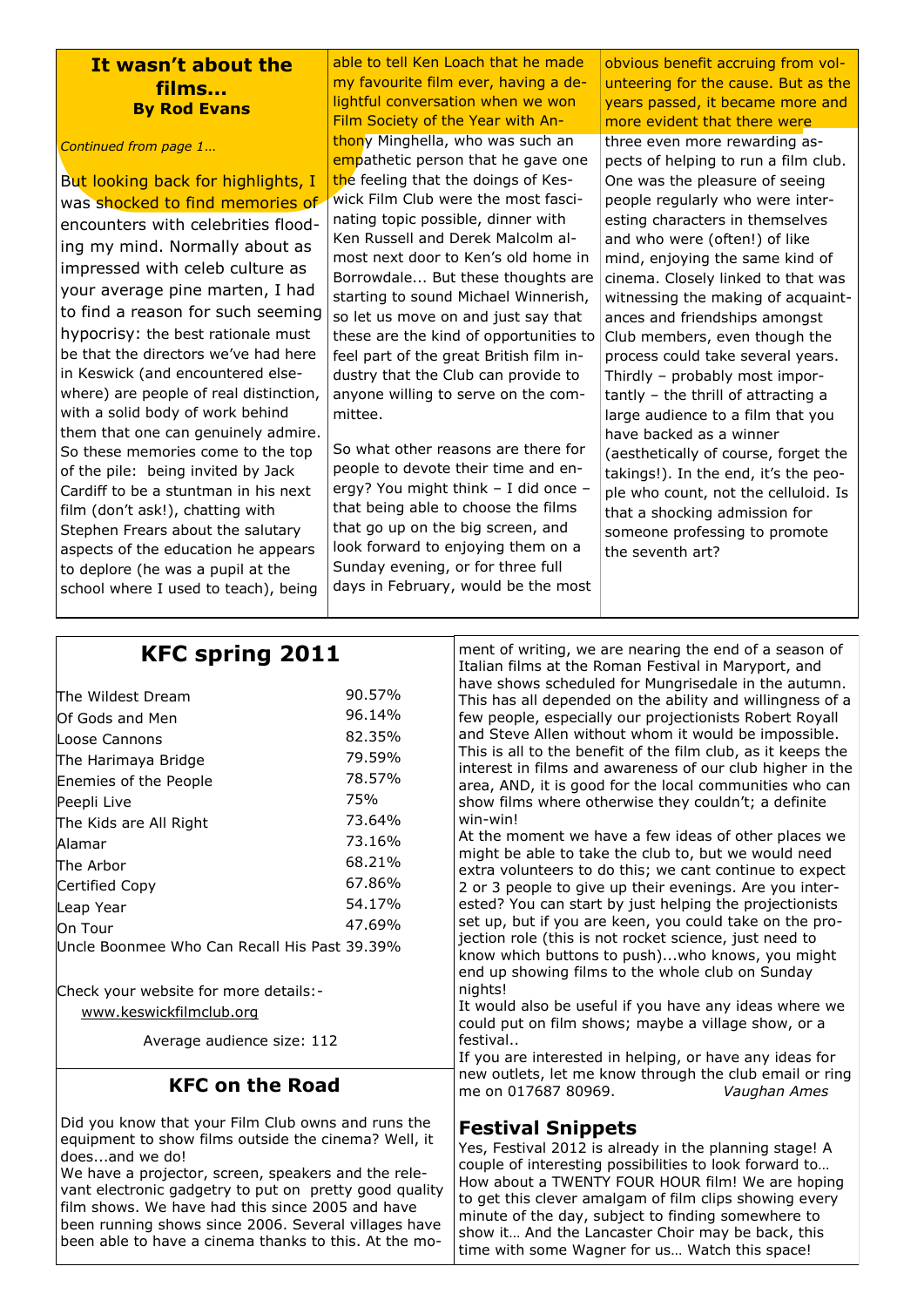## It wasn't about the films…

**By Rod Evans**

*Continued from page 1…*

But looking back for highlights, I was shocked to find memories of encounters with celebrities flooding my mind. Normally about as impressed with celeb culture as your average pine marten, I had to find a reason for such seeming hypocrisy: the best rationale must be that the directors we've had here in Keswick (and encountered elsewhere) are people of real distinction, with a solid body of work behind them that one can genuinely admire. So these memories come to the top of the pile: being invited by Jack Cardiff to be a stuntman in his next film (don't ask!), chatting with Stephen Frears about the salutary aspects of the education he appears to deplore (he was a pupil at the school where I used to teach), being able to tell Ken Loach that he made my favourite film ever, having a delightful conversation when we won Film Society of the Year with Anthony Minghella, who was such an empathetic person that he gave one the feeling that the doings of Keswick Film Club were the most fascinating topic possible, dinner with Ken Russell and Derek Malcolm almost next door to Ken's old home in Borrowdale... But these thoughts are starting to sound Michael Winnerish, so let us move on and just say that these are the kind of opportunities to feel part of the great British film industry that the Club can provide to anyone willing to serve on the committee.

So what other reasons are there for people to devote their time and energy? You might think – I did once – that being able to choose the films that go up on the big screen, and look forward to enjoying them on a Sunday evening, or for three full days in February, would be the most obvious benefit accruing from volunteering for the cause. But as the years passed, it became more and more evident that there were three even more rewarding aspects of helping to run a film club. One was the pleasure of seeing people regularly who were interesting characters in themselves and who were (often!) of like mind, enjoying the same kind of cinema. Closely linked to that was witnessing the making of acquaintances and friendships amongst Club members, even though the process could take several years. Thirdly – probably most importantly – the thrill of attracting a large audience to a film that you have backed as a winner (aesthetically of course, forget the takings!). In the end, it's the people who count, not the celluloid. Is that a shocking admission for someone professing to promote the seventh art?

## KFC spring 2011

| | |
|---|---|
| The Wildest Dream | 90.57% |
| Of Gods and Men | 96.14% |
| Loose Cannons | 82.35% |
| The Harimaya Bridge | 79.59% |
| Enemies of the People | 78.57% |
| Peepli Live | 75% |
| The Kids are All Right | 73.64% |
| Alamar | 73.16% |
| The Arbor | 68.21% |
| Certified Copy | 67.86% |
| Leap Year | 54.17% |
| On Tour | 47.69% |
| Uncle Boonmee Who Can Recall His Past | 39.39% |

Check your website for more details:-
www.keswickfilmclub.org

Average audience size: 112

## KFC on the Road

Did you know that your Film Club owns and runs the equipment to show films outside the cinema? Well, it does...and we do!

We have a projector, screen, speakers and the relevant electronic gadgetry to put on pretty good quality film shows. We have had this since 2005 and have been running shows since 2006. Several villages have been able to have a cinema thanks to this. At the moment of writing, we are nearing the end of a season of Italian films at the Roman Festival in Maryport, and have shows scheduled for Mungrisedale in the autumn. This has all depended on the ability and willingness of a few people, especially our projectionists Robert Royall and Steve Allen without whom it would be impossible. This is all to the benefit of the film club, as it keeps the interest in films and awareness of our club higher in the area, AND, it is good for the local communities who can show films where otherwise they couldn't; a definite win-win!

At the moment we have a few ideas of other places we might be able to take the club to, but we would need extra volunteers to do this; we cant continue to expect 2 or 3 people to give up their evenings. Are you interested? You can start by just helping the projectionists set up, but if you are keen, you could take on the projection role (this is not rocket science, just need to know which buttons to push)...who knows, you might end up showing films to the whole club on Sunday nights!

It would also be useful if you have any ideas where we could put on film shows; maybe a village show, or a festival..

If you are interested in helping, or have any ideas for new outlets, let me know through the club email or ring me on 017687 80969. *Vaughan Ames*

## Festival Snippets

Yes, Festival 2012 is already in the planning stage! A couple of interesting possibilities to look forward to… How about a TWENTY FOUR HOUR film! We are hoping to get this clever amalgam of film clips showing every minute of the day, subject to finding somewhere to show it… And the Lancaster Choir may be back, this time with some Wagner for us… Watch this space!